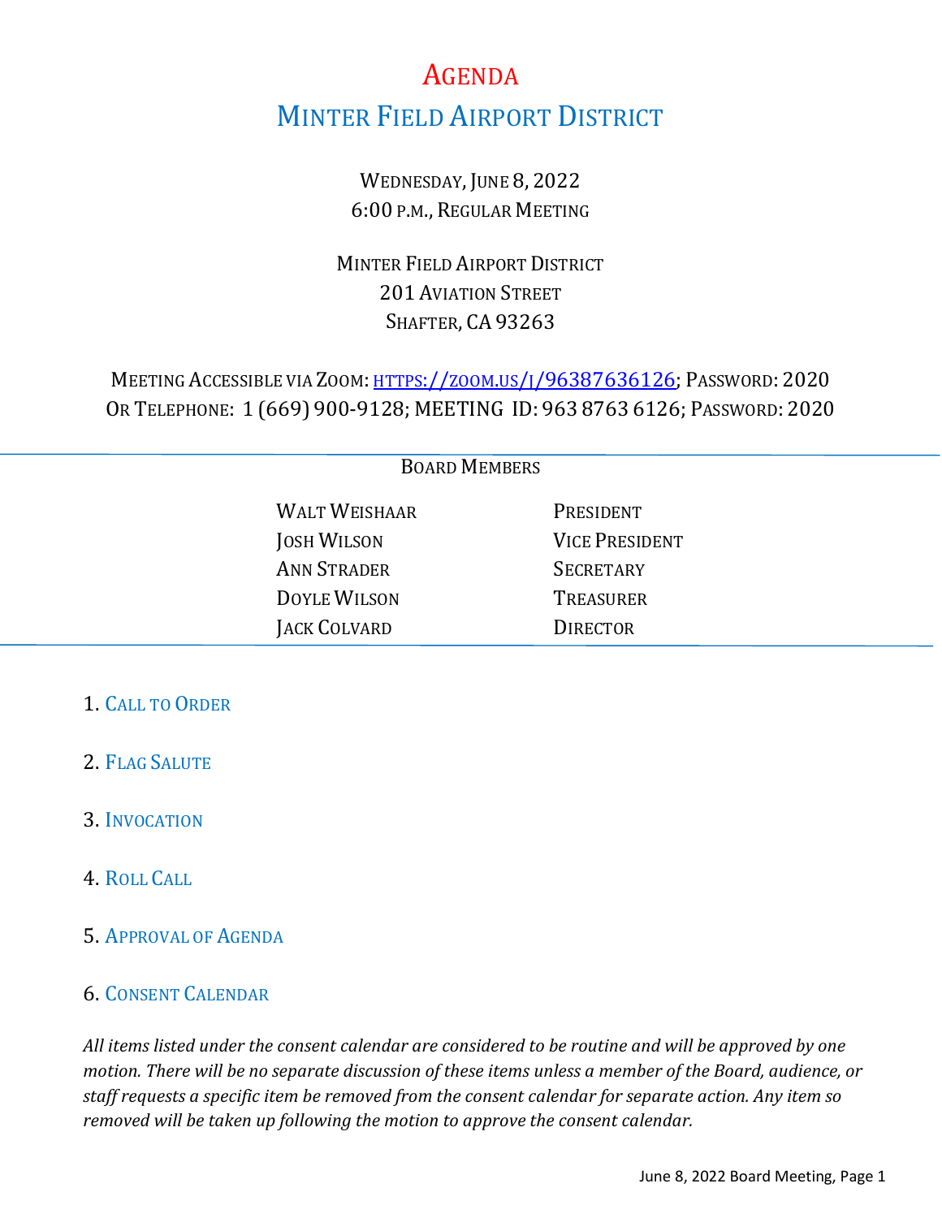# AGENDA

## MINTER FIELD AIRPORT DISTRICT

WEDNESDAY, JUNE 8, 2022
6:00 P.M., REGULAR MEETING

MINTER FIELD AIRPORT DISTRICT
201 AVIATION STREET
SHAFTER, CA 93263

MEETING ACCESSIBLE VIA ZOOM: HTTPS://ZOOM.US/J/96387636126; PASSWORD: 2020
OR TELEPHONE: 1 (669) 900-9128; MEETING ID: 963 8763 6126; PASSWORD: 2020

---

BOARD MEMBERS

| | |
|---|---|
| WALT WEISHAAR | PRESIDENT |
| JOSH WILSON | VICE PRESIDENT |
| ANN STRADER | SECRETARY |
| DOYLE WILSON | TREASURER |
| JACK COLVARD | DIRECTOR |

---

1. CALL TO ORDER

2. FLAG SALUTE

3. INVOCATION

4. ROLL CALL

5. APPROVAL OF AGENDA

6. CONSENT CALENDAR

*All items listed under the consent calendar are considered to be routine and will be approved by one motion. There will be no separate discussion of these items unless a member of the Board, audience, or staff requests a specific item be removed from the consent calendar for separate action. Any item so removed will be taken up following the motion to approve the consent calendar.*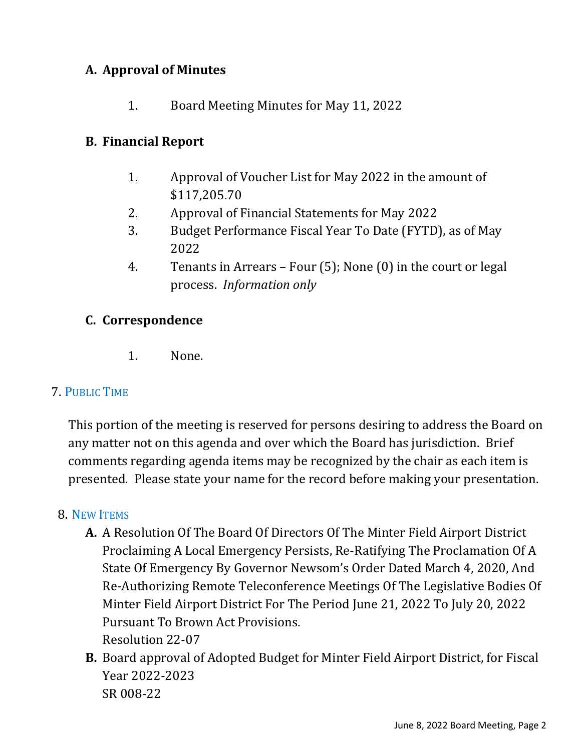### A. Approval of Minutes

1. Board Meeting Minutes for May 11, 2022

### B. Financial Report

1. Approval of Voucher List for May 2022 in the amount of $117,205.70
2. Approval of Financial Statements for May 2022
3. Budget Performance Fiscal Year To Date (FYTD), as of May 2022
4. Tenants in Arrears – Four (5); None (0) in the court or legal process. *Information only*

### C. Correspondence

1. None.

## 7. PUBLIC TIME

This portion of the meeting is reserved for persons desiring to address the Board on any matter not on this agenda and over which the Board has jurisdiction. Brief comments regarding agenda items may be recognized by the chair as each item is presented. Please state your name for the record before making your presentation.

## 8. NEW ITEMS

**A.** A Resolution Of The Board Of Directors Of The Minter Field Airport District Proclaiming A Local Emergency Persists, Re-Ratifying The Proclamation Of A State Of Emergency By Governor Newsom's Order Dated March 4, 2020, And Re-Authorizing Remote Teleconference Meetings Of The Legislative Bodies Of Minter Field Airport District For The Period June 21, 2022 To July 20, 2022 Pursuant To Brown Act Provisions.
Resolution 22-07

**B.** Board approval of Adopted Budget for Minter Field Airport District, for Fiscal Year 2022-2023
SR 008-22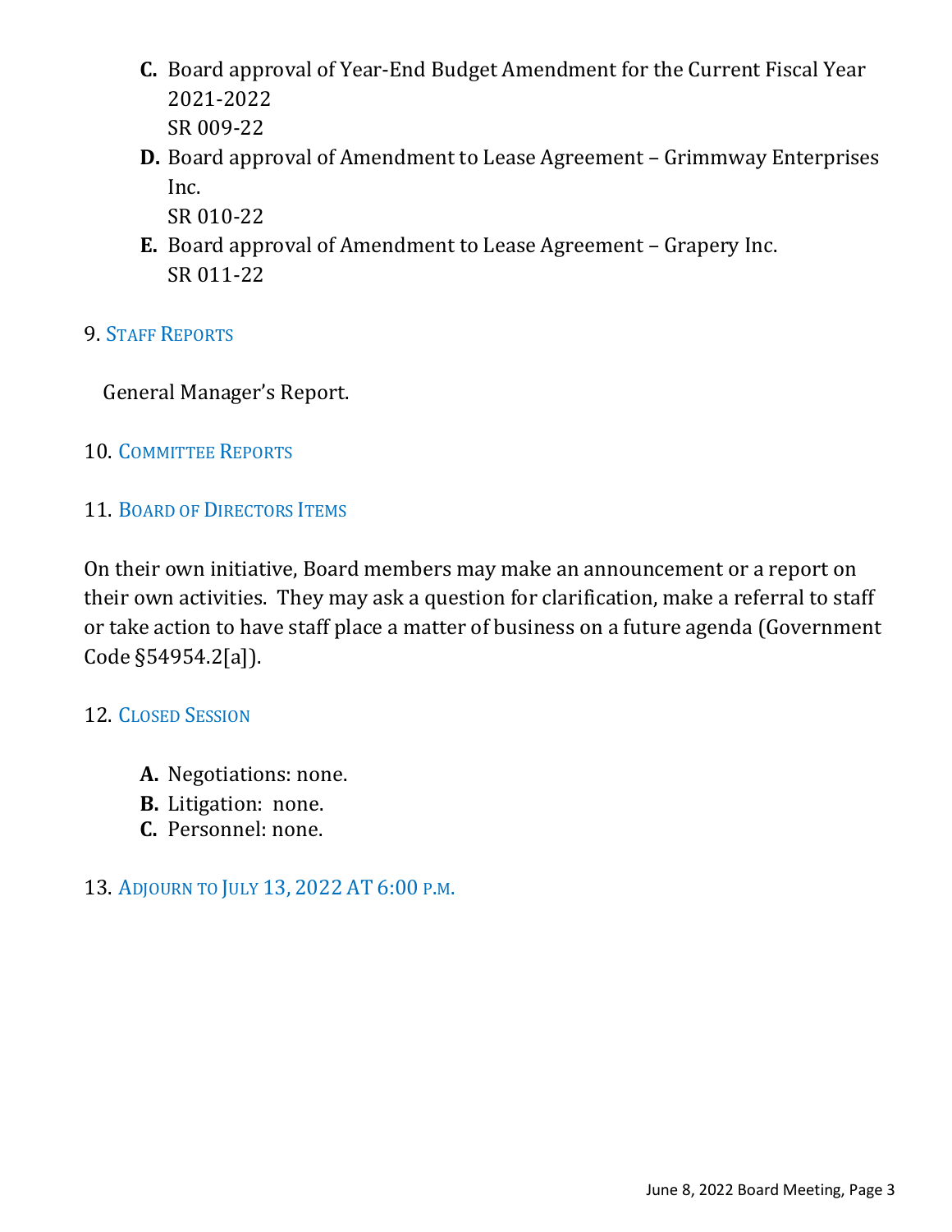**C.** Board approval of Year-End Budget Amendment for the Current Fiscal Year 2021-2022
SR 009-22

**D.** Board approval of Amendment to Lease Agreement – Grimmway Enterprises Inc.
SR 010-22

**E.** Board approval of Amendment to Lease Agreement – Grapery Inc.
SR 011-22

## 9. Staff Reports

General Manager's Report.

## 10. Committee Reports

## 11. Board of Directors Items

On their own initiative, Board members may make an announcement or a report on their own activities. They may ask a question for clarification, make a referral to staff or take action to have staff place a matter of business on a future agenda (Government Code §54954.2[a]).

## 12. Closed Session

**A.** Negotiations: none.
**B.** Litigation: none.
**C.** Personnel: none.

## 13. Adjourn to July 13, 2022 at 6:00 p.m.